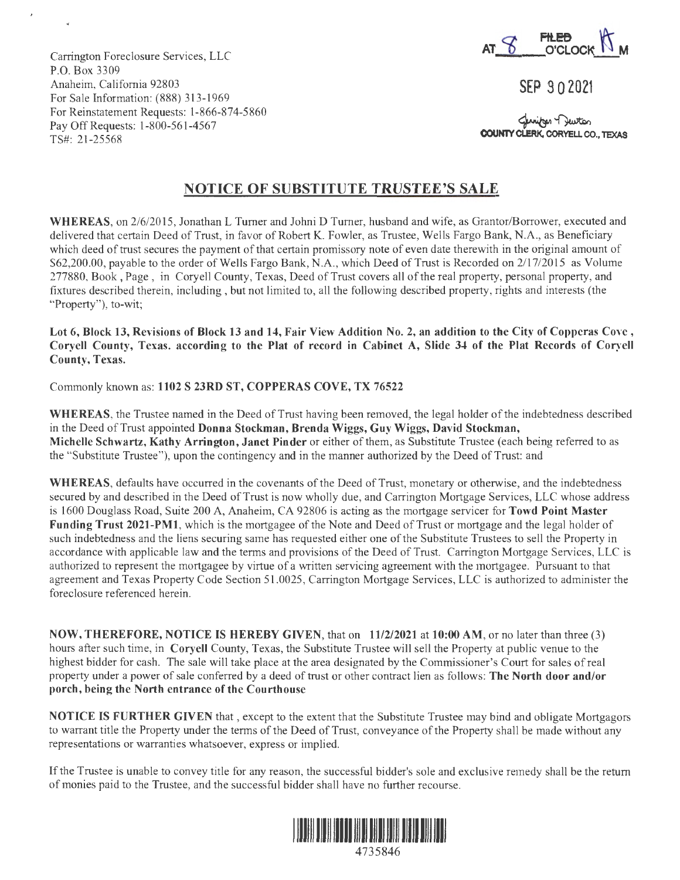Carrington Foreclosure Services, LLC
P.O. Box 3309
Anaheim, California 92803
For Sale Information: (888) 313-1969
For Reinstatement Requests: 1-866-874-5860
Pay Off Requests: 1-800-561-4567
TS#: 21-25568

FILED
AT 8 O'CLOCK A M

SEP 30 2021

Jennifer Newton
COUNTY CLERK, CORYELL CO., TEXAS

# NOTICE OF SUBSTITUTE TRUSTEE'S SALE

**WHEREAS**, on 2/6/2015, Jonathan L Turner and Johni D Turner, husband and wife, as Grantor/Borrower, executed and delivered that certain Deed of Trust, in favor of Robert K. Fowler, as Trustee, Wells Fargo Bank, N.A., as Beneficiary which deed of trust secures the payment of that certain promissory note of even date therewith in the original amount of $62,200.00, payable to the order of Wells Fargo Bank, N.A., which Deed of Trust is Recorded on 2/17/2015 as Volume 277880, Book , Page , in Coryell County, Texas, Deed of Trust covers all of the real property, personal property, and fixtures described therein, including , but not limited to, all the following described property, rights and interests (the "Property"), to-wit;

**Lot 6, Block 13, Revisions of Block 13 and 14, Fair View Addition No. 2, an addition to the City of Copperas Cove , Coryell County, Texas. according to the Plat of record in Cabinet A, Slide 34 of the Plat Records of Coryell County, Texas.**

Commonly known as: **1102 S 23RD ST, COPPERAS COVE, TX 76522**

**WHEREAS**, the Trustee named in the Deed of Trust having been removed, the legal holder of the indebtedness described in the Deed of Trust appointed **Donna Stockman, Brenda Wiggs, Guy Wiggs, David Stockman, Michelle Schwartz, Kathy Arrington, Janet Pinder** or either of them, as Substitute Trustee (each being referred to as the "Substitute Trustee"), upon the contingency and in the manner authorized by the Deed of Trust: and

**WHEREAS**, defaults have occurred in the covenants of the Deed of Trust, monetary or otherwise, and the indebtedness secured by and described in the Deed of Trust is now wholly due, and Carrington Mortgage Services, LLC whose address is 1600 Douglass Road, Suite 200 A, Anaheim, CA 92806 is acting as the mortgage servicer for **Towd Point Master Funding Trust 2021-PM1**, which is the mortgagee of the Note and Deed of Trust or mortgage and the legal holder of such indebtedness and the liens securing same has requested either one of the Substitute Trustees to sell the Property in accordance with applicable law and the terms and provisions of the Deed of Trust. Carrington Mortgage Services, LLC is authorized to represent the mortgagee by virtue of a written servicing agreement with the mortgagee. Pursuant to that agreement and Texas Property Code Section 51.0025, Carrington Mortgage Services, LLC is authorized to administer the foreclosure referenced herein.

**NOW, THEREFORE, NOTICE IS HEREBY GIVEN**, that on **11/2/2021** at **10:00 AM**, or no later than three (3) hours after such time, in **Coryell** County, Texas, the Substitute Trustee will sell the Property at public venue to the highest bidder for cash. The sale will take place at the area designated by the Commissioner's Court for sales of real property under a power of sale conferred by a deed of trust or other contract lien as follows: **The North door and/or porch, being the North entrance of the Courthouse**

**NOTICE IS FURTHER GIVEN** that , except to the extent that the Substitute Trustee may bind and obligate Mortgagors to warrant title the Property under the terms of the Deed of Trust, conveyance of the Property shall be made without any representations or warranties whatsoever, express or implied.

If the Trustee is unable to convey title for any reason, the successful bidder's sole and exclusive remedy shall be the return of monies paid to the Trustee, and the successful bidder shall have no further recourse.

4735846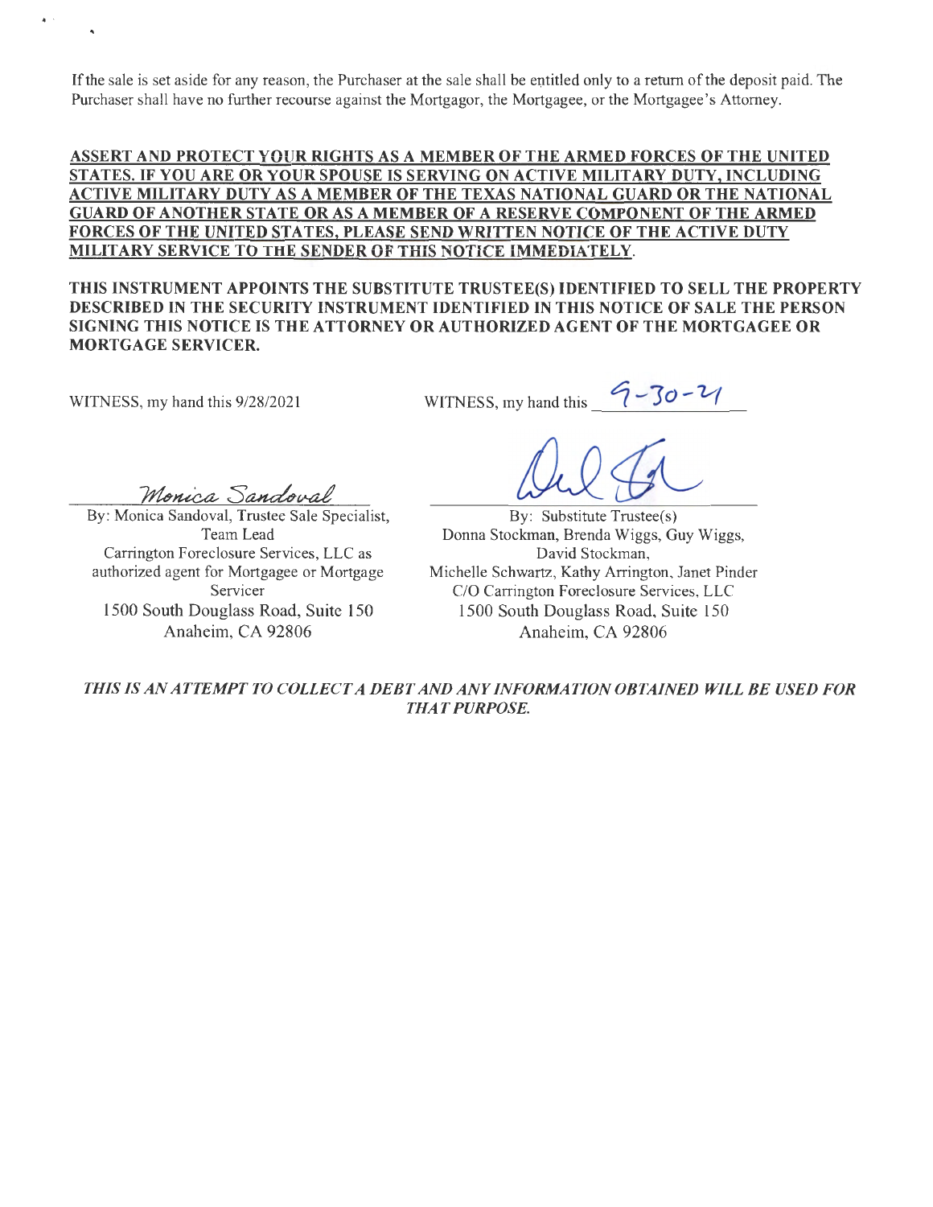If the sale is set aside for any reason, the Purchaser at the sale shall be entitled only to a return of the deposit paid. The Purchaser shall have no further recourse against the Mortgagor, the Mortgagee, or the Mortgagee's Attorney.

**ASSERT AND PROTECT YOUR RIGHTS AS A MEMBER OF THE ARMED FORCES OF THE UNITED STATES. IF YOU ARE OR YOUR SPOUSE IS SERVING ON ACTIVE MILITARY DUTY, INCLUDING ACTIVE MILITARY DUTY AS A MEMBER OF THE TEXAS NATIONAL GUARD OR THE NATIONAL GUARD OF ANOTHER STATE OR AS A MEMBER OF A RESERVE COMPONENT OF THE ARMED FORCES OF THE UNITED STATES, PLEASE SEND WRITTEN NOTICE OF THE ACTIVE DUTY MILITARY SERVICE TO THE SENDER OF THIS NOTICE IMMEDIATELY.**

**THIS INSTRUMENT APPOINTS THE SUBSTITUTE TRUSTEE(S) IDENTIFIED TO SELL THE PROPERTY DESCRIBED IN THE SECURITY INSTRUMENT IDENTIFIED IN THIS NOTICE OF SALE THE PERSON SIGNING THIS NOTICE IS THE ATTORNEY OR AUTHORIZED AGENT OF THE MORTGAGEE OR MORTGAGE SERVICER.**

WITNESS, my hand this 9/28/2021

*Monica Sandoval*

By: Monica Sandoval, Trustee Sale Specialist, Team Lead
Carrington Foreclosure Services, LLC as authorized agent for Mortgagee or Mortgage Servicer
1500 South Douglass Road, Suite 150
Anaheim, CA 92806

WITNESS, my hand this 9-30-21

By: Substitute Trustee(s)
Donna Stockman, Brenda Wiggs, Guy Wiggs, David Stockman,
Michelle Schwartz, Kathy Arrington, Janet Pinder
C/O Carrington Foreclosure Services, LLC
1500 South Douglass Road, Suite 150
Anaheim, CA 92806

*THIS IS AN ATTEMPT TO COLLECT A DEBT AND ANY INFORMATION OBTAINED WILL BE USED FOR THAT PURPOSE.*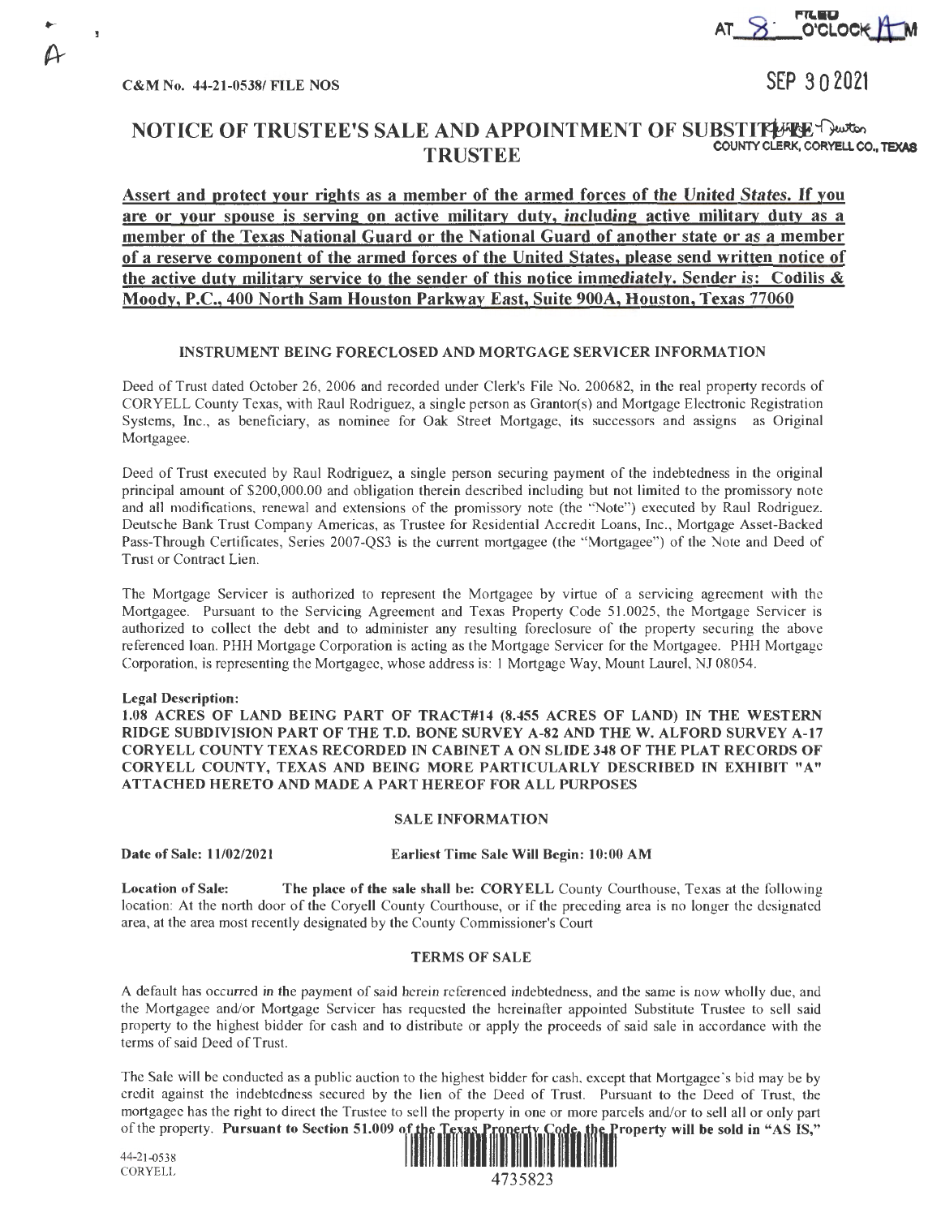A

FILED AT 8 O'CLOCK A M

SEP 30 2021

C&M No. 44-21-0538/ FILE NOS

# NOTICE OF TRUSTEE'S SALE AND APPOINTMENT OF SUBSTITUTE TRUSTEE

COUNTY CLERK, CORYELL CO., TEXAS

**Assert and protect your rights as a member of the armed forces of the United States. If you are or your spouse is serving on active military duty, including active military duty as a member of the Texas National Guard or the National Guard of another state or as a member of a reserve component of the armed forces of the United States, please send written notice of the active duty military service to the sender of this notice immediately. Sender is: Codilis & Moody, P.C., 400 North Sam Houston Parkway East, Suite 900A, Houston, Texas 77060**

## INSTRUMENT BEING FORECLOSED AND MORTGAGE SERVICER INFORMATION

Deed of Trust dated October 26, 2006 and recorded under Clerk's File No. 200682, in the real property records of CORYELL County Texas, with Raul Rodriguez, a single person as Grantor(s) and Mortgage Electronic Registration Systems, Inc., as beneficiary, as nominee for Oak Street Mortgage, its successors and assigns as Original Mortgagee.

Deed of Trust executed by Raul Rodriguez, a single person securing payment of the indebtedness in the original principal amount of $200,000.00 and obligation therein described including but not limited to the promissory note and all modifications, renewal and extensions of the promissory note (the "Note") executed by Raul Rodriguez. Deutsche Bank Trust Company Americas, as Trustee for Residential Accredit Loans, Inc., Mortgage Asset-Backed Pass-Through Certificates, Series 2007-QS3 is the current mortgagee (the "Mortgagee") of the Note and Deed of Trust or Contract Lien.

The Mortgage Servicer is authorized to represent the Mortgagee by virtue of a servicing agreement with the Mortgagee. Pursuant to the Servicing Agreement and Texas Property Code 51.0025, the Mortgage Servicer is authorized to collect the debt and to administer any resulting foreclosure of the property securing the above referenced loan. PHH Mortgage Corporation is acting as the Mortgage Servicer for the Mortgagee. PHH Mortgage Corporation, is representing the Mortgagee, whose address is: 1 Mortgage Way, Mount Laurel, NJ 08054.

**Legal Description:**

**1.08 ACRES OF LAND BEING PART OF TRACT#14 (8.455 ACRES OF LAND) IN THE WESTERN RIDGE SUBDIVISION PART OF THE T.D. BONE SURVEY A-82 AND THE W. ALFORD SURVEY A-17 CORYELL COUNTY TEXAS RECORDED IN CABINET A ON SLIDE 348 OF THE PLAT RECORDS OF CORYELL COUNTY, TEXAS AND BEING MORE PARTICULARLY DESCRIBED IN EXHIBIT "A" ATTACHED HERETO AND MADE A PART HEREOF FOR ALL PURPOSES**

## SALE INFORMATION

**Date of Sale: 11/02/2021** **Earliest Time Sale Will Begin: 10:00 AM**

**Location of Sale:** The place of the sale shall be: **CORYELL** County Courthouse, Texas at the following location: At the north door of the Coryell County Courthouse, or if the preceding area is no longer the designated area, at the area most recently designated by the County Commissioner's Court

## TERMS OF SALE

A default has occurred in the payment of said herein referenced indebtedness, and the same is now wholly due, and the Mortgagee and/or Mortgage Servicer has requested the hereinafter appointed Substitute Trustee to sell said property to the highest bidder for cash and to distribute or apply the proceeds of said sale in accordance with the terms of said Deed of Trust.

The Sale will be conducted as a public auction to the highest bidder for cash, except that Mortgagee's bid may be by credit against the indebtedness secured by the lien of the Deed of Trust. Pursuant to the Deed of Trust, the mortgagee has the right to direct the Trustee to sell the property in one or more parcels and/or to sell all or only part of the property. **Pursuant to Section 51.009 of the Texas Property Code, the Property will be sold in "AS IS,"**

44-21-0538
CORYELL

4735823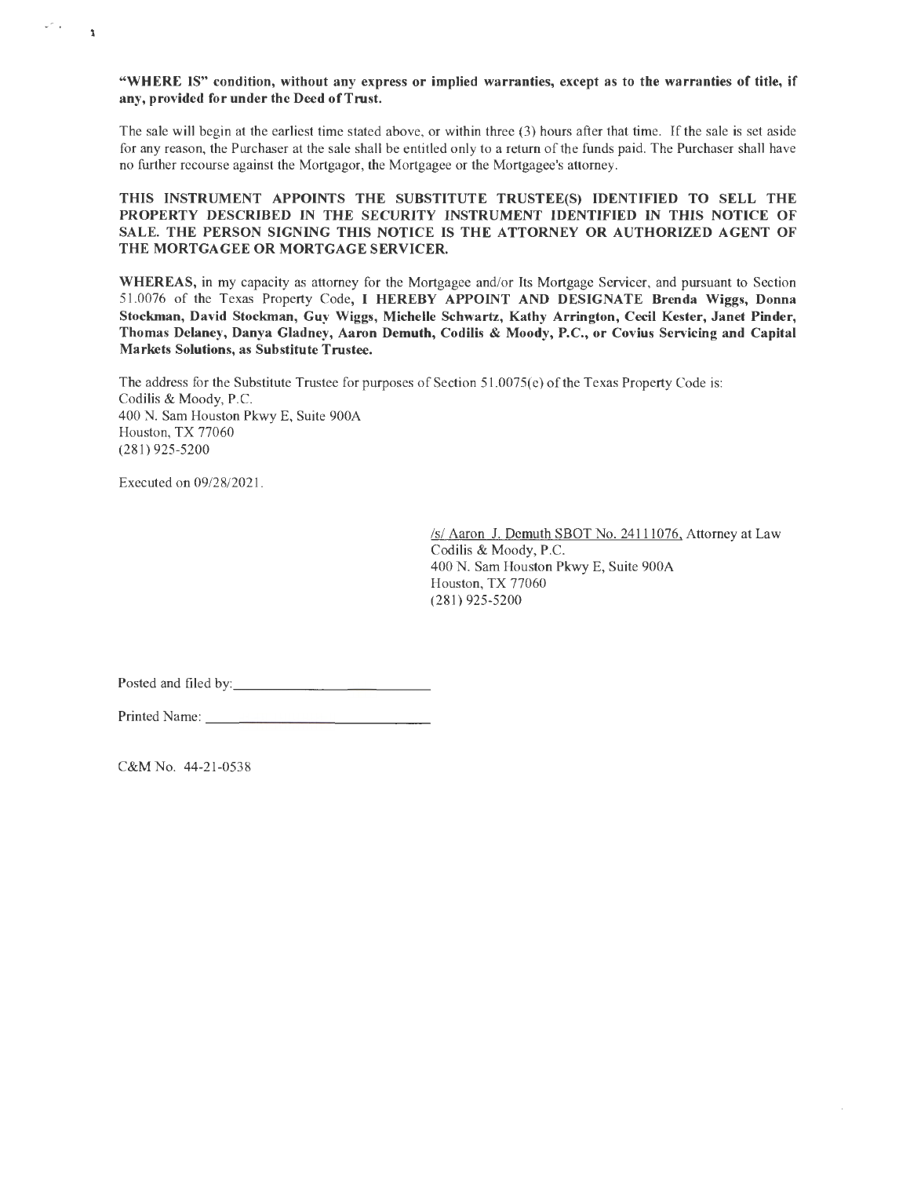**"WHERE IS" condition, without any express or implied warranties, except as to the warranties of title, if any, provided for under the Deed of Trust.**

The sale will begin at the earliest time stated above, or within three (3) hours after that time. If the sale is set aside for any reason, the Purchaser at the sale shall be entitled only to a return of the funds paid. The Purchaser shall have no further recourse against the Mortgagor, the Mortgagee or the Mortgagee's attorney.

**THIS INSTRUMENT APPOINTS THE SUBSTITUTE TRUSTEE(S) IDENTIFIED TO SELL THE PROPERTY DESCRIBED IN THE SECURITY INSTRUMENT IDENTIFIED IN THIS NOTICE OF SALE. THE PERSON SIGNING THIS NOTICE IS THE ATTORNEY OR AUTHORIZED AGENT OF THE MORTGAGEE OR MORTGAGE SERVICER.**

**WHEREAS,** in my capacity as attorney for the Mortgagee and/or Its Mortgage Servicer, and pursuant to Section 51.0076 of the Texas Property Code, **I HEREBY APPOINT AND DESIGNATE Brenda Wiggs, Donna Stockman, David Stockman, Guy Wiggs, Michelle Schwartz, Kathy Arrington, Cecil Kester, Janet Pinder, Thomas Delaney, Danya Gladney, Aaron Demuth, Codilis & Moody, P.C., or Covius Servicing and Capital Markets Solutions, as Substitute Trustee.**

The address for the Substitute Trustee for purposes of Section 51.0075(e) of the Texas Property Code is:
Codilis & Moody, P.C.
400 N. Sam Houston Pkwy E, Suite 900A
Houston, TX 77060
(281) 925-5200

Executed on 09/28/2021.

/s/ Aaron J. Demuth SBOT No. 24111076, Attorney at Law
Codilis & Moody, P.C.
400 N. Sam Houston Pkwy E, Suite 900A
Houston, TX 77060
(281) 925-5200

Posted and filed by: ____________________

Printed Name: ____________________

C&M No. 44-21-0538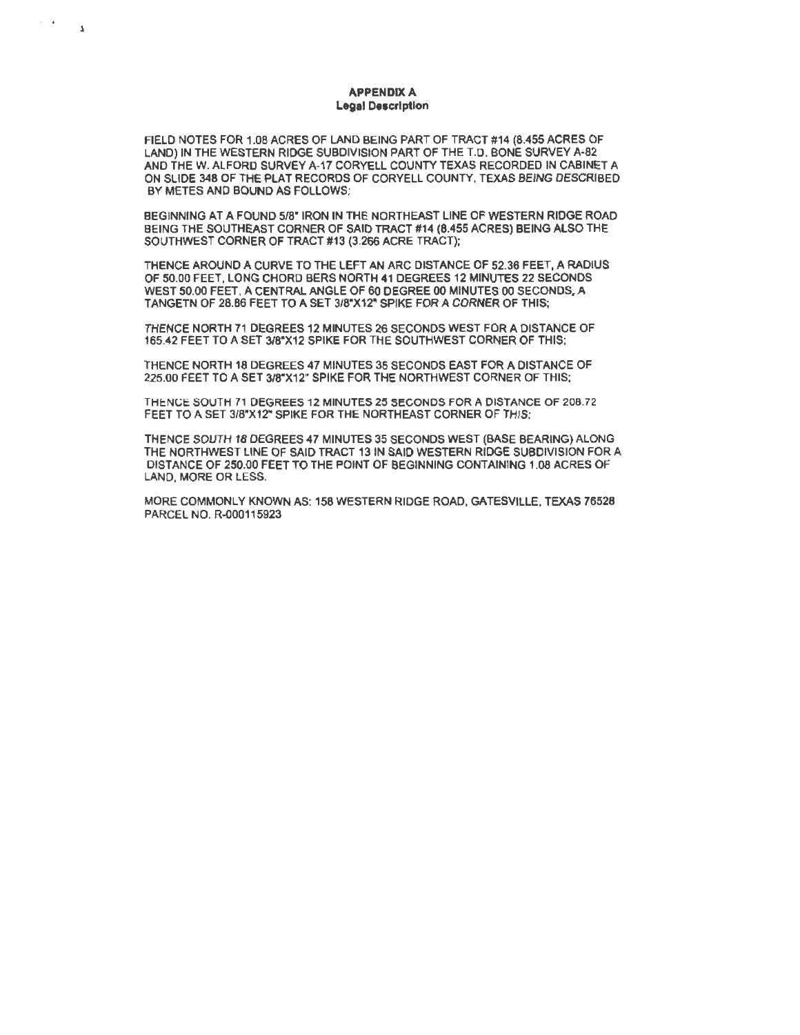**APPENDIX A**
**Legal Description**

FIELD NOTES FOR 1.08 ACRES OF LAND BEING PART OF TRACT #14 (8.455 ACRES OF LAND) IN THE WESTERN RIDGE SUBDIVISION PART OF THE T.D. BONE SURVEY A-82 AND THE W. ALFORD SURVEY A-17 CORYELL COUNTY TEXAS RECORDED IN CABINET A ON SLIDE 348 OF THE PLAT RECORDS OF CORYELL COUNTY, TEXAS *BEING DESCRIBED* BY METES AND BOUND AS FOLLOWS;

BEGINNING AT A FOUND 5/8" IRON IN THE NORTHEAST LINE OF WESTERN RIDGE ROAD BEING THE SOUTHEAST CORNER OF SAID TRACT #14 (8.455 ACRES) BEING ALSO THE SOUTHWEST CORNER OF TRACT #13 (3.266 ACRE TRACT);

THENCE AROUND A CURVE TO THE LEFT AN ARC DISTANCE OF 52.36 FEET, A RADIUS OF 50.00 FEET, LONG CHORD BERS NORTH 41 DEGREES 12 MINUTES 22 SECONDS WEST 50.00 FEET, A CENTRAL ANGLE OF 60 DEGREE 00 MINUTES 00 SECONDS, A TANGETN OF 28.86 FEET TO A SET 3/8"X12" SPIKE FOR A *CORNER* OF THIS;

*THENCE* NORTH 71 DEGREES 12 MINUTES 26 SECONDS WEST FOR A DISTANCE OF 165.42 FEET TO A SET 3/8"X12 SPIKE FOR THE SOUTHWEST CORNER OF THIS;

THENCE NORTH 18 DEGREES 47 MINUTES 35 SECONDS EAST FOR A DISTANCE OF 225.00 FEET TO A SET 3/8"X12" SPIKE FOR THE NORTHWEST CORNER OF THIS;

THENCE SOUTH 71 DEGREES 12 MINUTES 25 SECONDS FOR A DISTANCE OF 208.72 FEET TO A SET 3/8"X12" SPIKE FOR THE NORTHEAST CORNER OF *THIS*;

THENCE *SOUTH 18* DEGREES 47 MINUTES 35 SECONDS WEST (BASE BEARING) ALONG THE NORTHWEST LINE OF SAID TRACT 13 IN SAID WESTERN RIDGE SUBDIVISION FOR A DISTANCE OF 250.00 FEET TO THE POINT OF BEGINNING CONTAINING 1.08 ACRES OF LAND, MORE OR LESS.

MORE COMMONLY KNOWN AS: 158 WESTERN RIDGE ROAD, GATESVILLE, TEXAS 76528
PARCEL NO. R-000115923